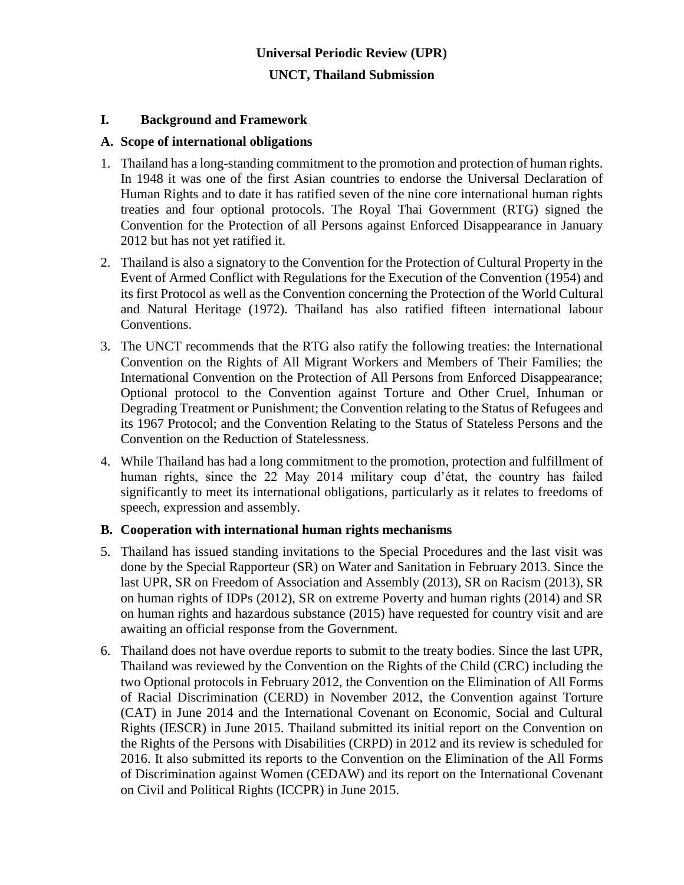# Universal Periodic Review (UPR)

# UNCT, Thailand Submission

## I. Background and Framework

### A. Scope of international obligations

1. Thailand has a long-standing commitment to the promotion and protection of human rights. In 1948 it was one of the first Asian countries to endorse the Universal Declaration of Human Rights and to date it has ratified seven of the nine core international human rights treaties and four optional protocols. The Royal Thai Government (RTG) signed the Convention for the Protection of all Persons against Enforced Disappearance in January 2012 but has not yet ratified it.

2. Thailand is also a signatory to the Convention for the Protection of Cultural Property in the Event of Armed Conflict with Regulations for the Execution of the Convention (1954) and its first Protocol as well as the Convention concerning the Protection of the World Cultural and Natural Heritage (1972). Thailand has also ratified fifteen international labour Conventions.

3. The UNCT recommends that the RTG also ratify the following treaties: the International Convention on the Rights of All Migrant Workers and Members of Their Families; the International Convention on the Protection of All Persons from Enforced Disappearance; Optional protocol to the Convention against Torture and Other Cruel, Inhuman or Degrading Treatment or Punishment; the Convention relating to the Status of Refugees and its 1967 Protocol; and the Convention Relating to the Status of Stateless Persons and the Convention on the Reduction of Statelessness.

4. While Thailand has had a long commitment to the promotion, protection and fulfillment of human rights, since the 22 May 2014 military coup d'état, the country has failed significantly to meet its international obligations, particularly as it relates to freedoms of speech, expression and assembly.

### B. Cooperation with international human rights mechanisms

5. Thailand has issued standing invitations to the Special Procedures and the last visit was done by the Special Rapporteur (SR) on Water and Sanitation in February 2013. Since the last UPR, SR on Freedom of Association and Assembly (2013), SR on Racism (2013), SR on human rights of IDPs (2012), SR on extreme Poverty and human rights (2014) and SR on human rights and hazardous substance (2015) have requested for country visit and are awaiting an official response from the Government.

6. Thailand does not have overdue reports to submit to the treaty bodies. Since the last UPR, Thailand was reviewed by the Convention on the Rights of the Child (CRC) including the two Optional protocols in February 2012, the Convention on the Elimination of All Forms of Racial Discrimination (CERD) in November 2012, the Convention against Torture (CAT) in June 2014 and the International Covenant on Economic, Social and Cultural Rights (IESCR) in June 2015. Thailand submitted its initial report on the Convention on the Rights of the Persons with Disabilities (CRPD) in 2012 and its review is scheduled for 2016. It also submitted its reports to the Convention on the Elimination of the All Forms of Discrimination against Women (CEDAW) and its report on the International Covenant on Civil and Political Rights (ICCPR) in June 2015.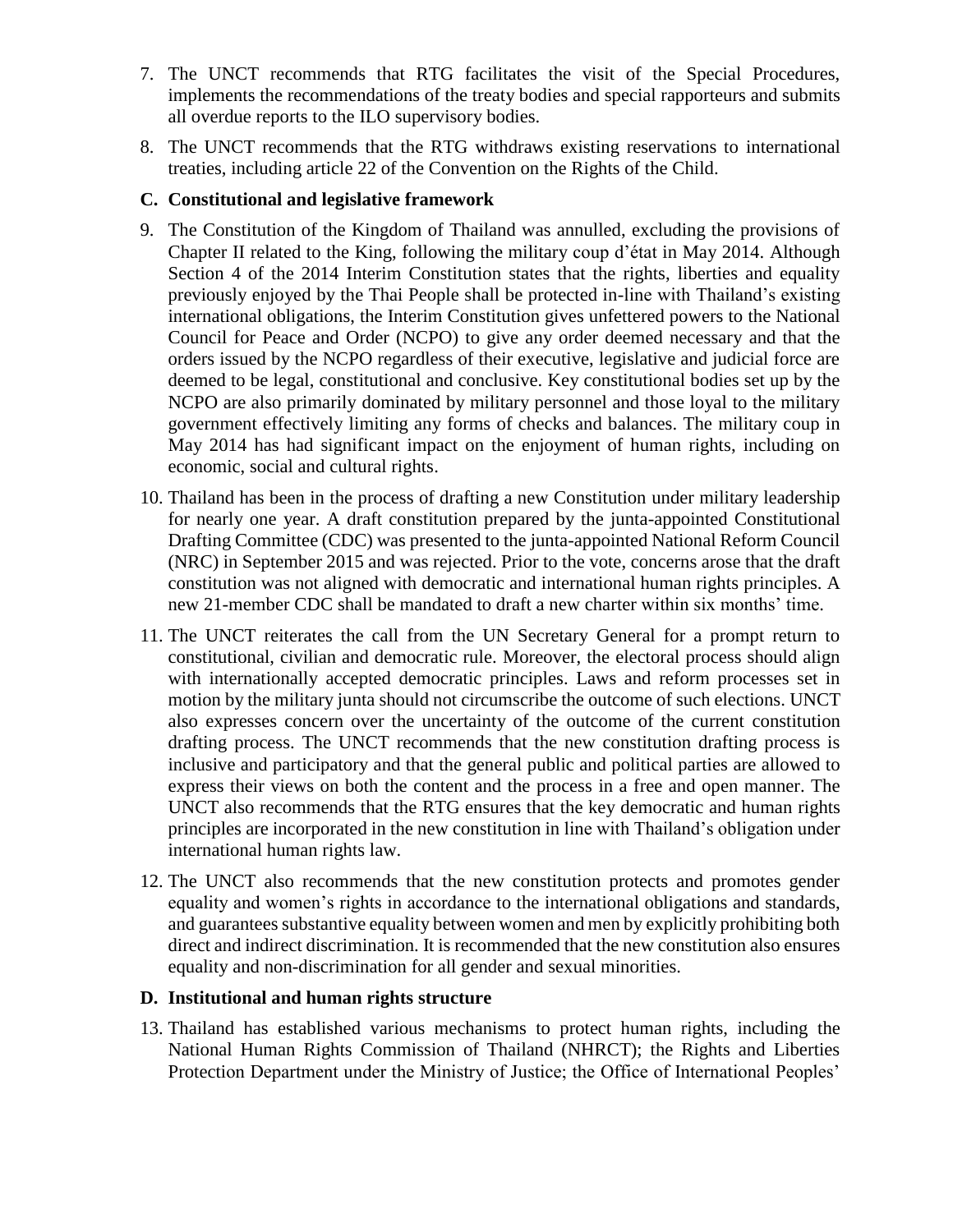7. The UNCT recommends that RTG facilitates the visit of the Special Procedures, implements the recommendations of the treaty bodies and special rapporteurs and submits all overdue reports to the ILO supervisory bodies.

8. The UNCT recommends that the RTG withdraws existing reservations to international treaties, including article 22 of the Convention on the Rights of the Child.

### C. Constitutional and legislative framework

9. The Constitution of the Kingdom of Thailand was annulled, excluding the provisions of Chapter II related to the King, following the military coup d'état in May 2014. Although Section 4 of the 2014 Interim Constitution states that the rights, liberties and equality previously enjoyed by the Thai People shall be protected in-line with Thailand's existing international obligations, the Interim Constitution gives unfettered powers to the National Council for Peace and Order (NCPO) to give any order deemed necessary and that the orders issued by the NCPO regardless of their executive, legislative and judicial force are deemed to be legal, constitutional and conclusive. Key constitutional bodies set up by the NCPO are also primarily dominated by military personnel and those loyal to the military government effectively limiting any forms of checks and balances. The military coup in May 2014 has had significant impact on the enjoyment of human rights, including on economic, social and cultural rights.

10. Thailand has been in the process of drafting a new Constitution under military leadership for nearly one year. A draft constitution prepared by the junta-appointed Constitutional Drafting Committee (CDC) was presented to the junta-appointed National Reform Council (NRC) in September 2015 and was rejected. Prior to the vote, concerns arose that the draft constitution was not aligned with democratic and international human rights principles. A new 21-member CDC shall be mandated to draft a new charter within six months' time.

11. The UNCT reiterates the call from the UN Secretary General for a prompt return to constitutional, civilian and democratic rule. Moreover, the electoral process should align with internationally accepted democratic principles. Laws and reform processes set in motion by the military junta should not circumscribe the outcome of such elections. UNCT also expresses concern over the uncertainty of the outcome of the current constitution drafting process. The UNCT recommends that the new constitution drafting process is inclusive and participatory and that the general public and political parties are allowed to express their views on both the content and the process in a free and open manner. The UNCT also recommends that the RTG ensures that the key democratic and human rights principles are incorporated in the new constitution in line with Thailand's obligation under international human rights law.

12. The UNCT also recommends that the new constitution protects and promotes gender equality and women's rights in accordance to the international obligations and standards, and guarantees substantive equality between women and men by explicitly prohibiting both direct and indirect discrimination. It is recommended that the new constitution also ensures equality and non-discrimination for all gender and sexual minorities.

### D. Institutional and human rights structure

13. Thailand has established various mechanisms to protect human rights, including the National Human Rights Commission of Thailand (NHRCT); the Rights and Liberties Protection Department under the Ministry of Justice; the Office of International Peoples'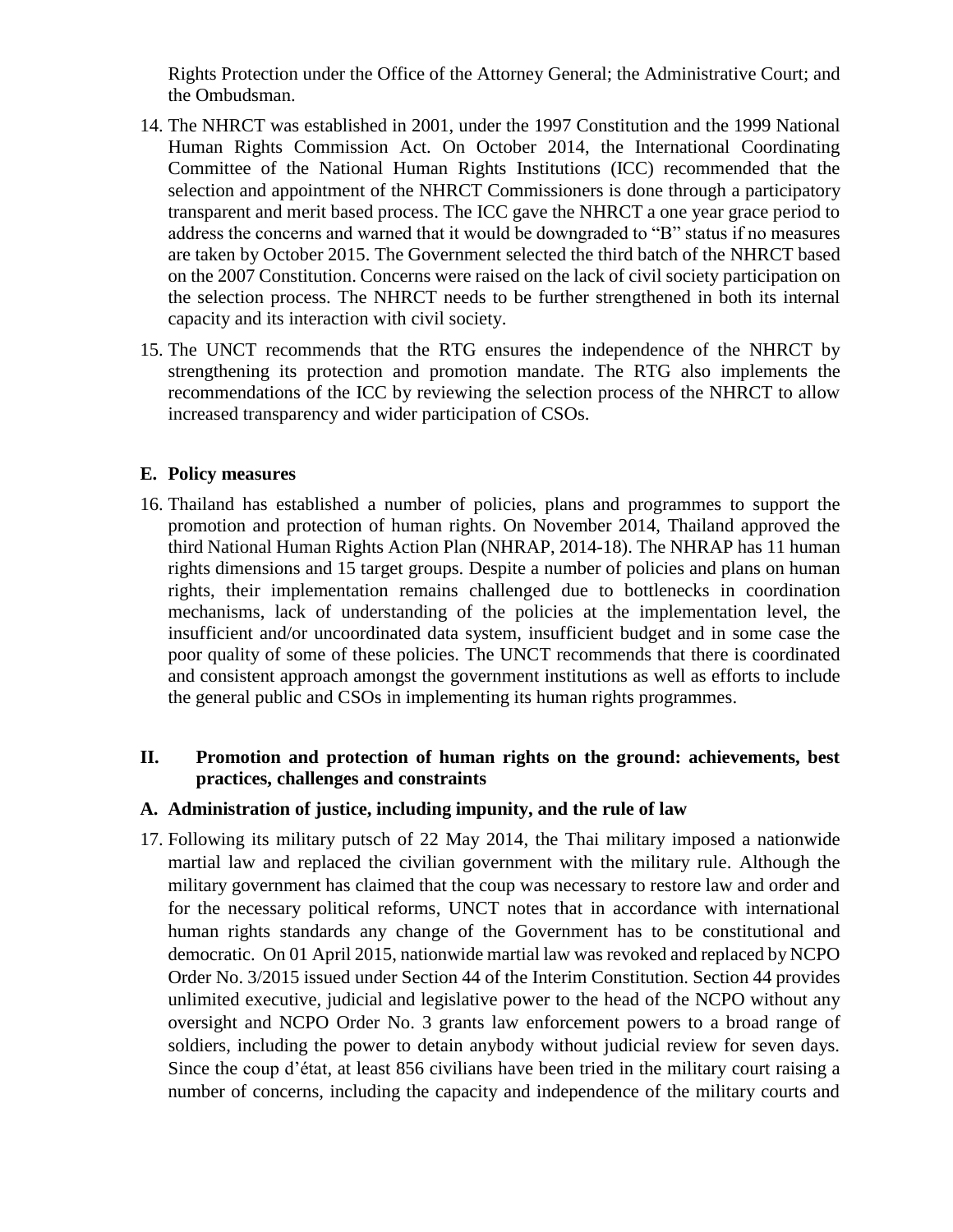Rights Protection under the Office of the Attorney General; the Administrative Court; and the Ombudsman.

14. The NHRCT was established in 2001, under the 1997 Constitution and the 1999 National Human Rights Commission Act. On October 2014, the International Coordinating Committee of the National Human Rights Institutions (ICC) recommended that the selection and appointment of the NHRCT Commissioners is done through a participatory transparent and merit based process. The ICC gave the NHRCT a one year grace period to address the concerns and warned that it would be downgraded to "B" status if no measures are taken by October 2015. The Government selected the third batch of the NHRCT based on the 2007 Constitution. Concerns were raised on the lack of civil society participation on the selection process. The NHRCT needs to be further strengthened in both its internal capacity and its interaction with civil society.

15. The UNCT recommends that the RTG ensures the independence of the NHRCT by strengthening its protection and promotion mandate. The RTG also implements the recommendations of the ICC by reviewing the selection process of the NHRCT to allow increased transparency and wider participation of CSOs.

### E. Policy measures

16. Thailand has established a number of policies, plans and programmes to support the promotion and protection of human rights. On November 2014, Thailand approved the third National Human Rights Action Plan (NHRAP, 2014-18). The NHRAP has 11 human rights dimensions and 15 target groups. Despite a number of policies and plans on human rights, their implementation remains challenged due to bottlenecks in coordination mechanisms, lack of understanding of the policies at the implementation level, the insufficient and/or uncoordinated data system, insufficient budget and in some case the poor quality of some of these policies. The UNCT recommends that there is coordinated and consistent approach amongst the government institutions as well as efforts to include the general public and CSOs in implementing its human rights programmes.

## II. Promotion and protection of human rights on the ground: achievements, best practices, challenges and constraints

### A. Administration of justice, including impunity, and the rule of law

17. Following its military putsch of 22 May 2014, the Thai military imposed a nationwide martial law and replaced the civilian government with the military rule. Although the military government has claimed that the coup was necessary to restore law and order and for the necessary political reforms, UNCT notes that in accordance with international human rights standards any change of the Government has to be constitutional and democratic. On 01 April 2015, nationwide martial law was revoked and replaced by NCPO Order No. 3/2015 issued under Section 44 of the Interim Constitution. Section 44 provides unlimited executive, judicial and legislative power to the head of the NCPO without any oversight and NCPO Order No. 3 grants law enforcement powers to a broad range of soldiers, including the power to detain anybody without judicial review for seven days. Since the coup d'état, at least 856 civilians have been tried in the military court raising a number of concerns, including the capacity and independence of the military courts and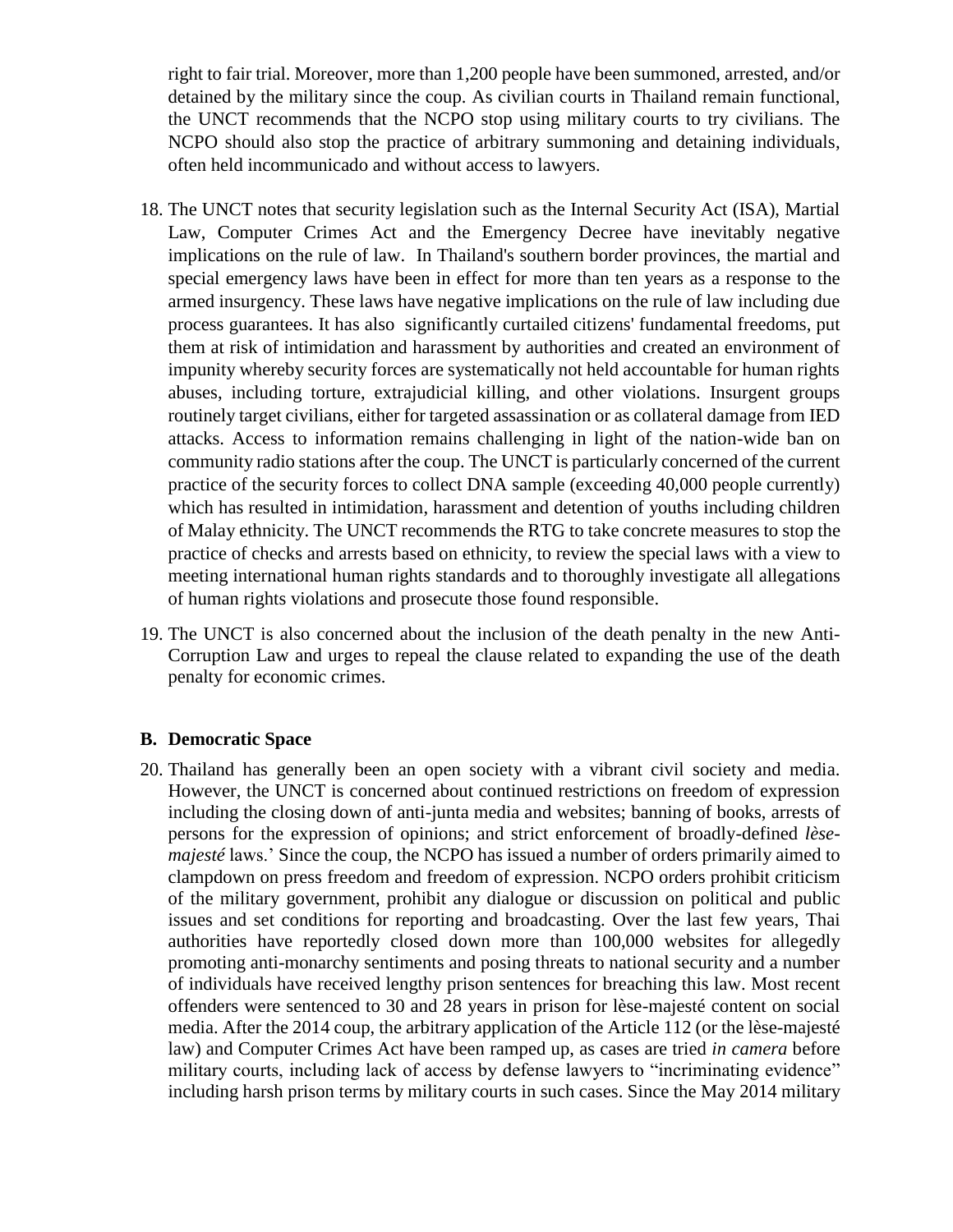right to fair trial. Moreover, more than 1,200 people have been summoned, arrested, and/or detained by the military since the coup. As civilian courts in Thailand remain functional, the UNCT recommends that the NCPO stop using military courts to try civilians. The NCPO should also stop the practice of arbitrary summoning and detaining individuals, often held incommunicado and without access to lawyers.

18. The UNCT notes that security legislation such as the Internal Security Act (ISA), Martial Law, Computer Crimes Act and the Emergency Decree have inevitably negative implications on the rule of law. In Thailand's southern border provinces, the martial and special emergency laws have been in effect for more than ten years as a response to the armed insurgency. These laws have negative implications on the rule of law including due process guarantees. It has also significantly curtailed citizens' fundamental freedoms, put them at risk of intimidation and harassment by authorities and created an environment of impunity whereby security forces are systematically not held accountable for human rights abuses, including torture, extrajudicial killing, and other violations. Insurgent groups routinely target civilians, either for targeted assassination or as collateral damage from IED attacks. Access to information remains challenging in light of the nation-wide ban on community radio stations after the coup. The UNCT is particularly concerned of the current practice of the security forces to collect DNA sample (exceeding 40,000 people currently) which has resulted in intimidation, harassment and detention of youths including children of Malay ethnicity. The UNCT recommends the RTG to take concrete measures to stop the practice of checks and arrests based on ethnicity, to review the special laws with a view to meeting international human rights standards and to thoroughly investigate all allegations of human rights violations and prosecute those found responsible.

19. The UNCT is also concerned about the inclusion of the death penalty in the new Anti-Corruption Law and urges to repeal the clause related to expanding the use of the death penalty for economic crimes.

### B. Democratic Space

20. Thailand has generally been an open society with a vibrant civil society and media. However, the UNCT is concerned about continued restrictions on freedom of expression including the closing down of anti-junta media and websites; banning of books, arrests of persons for the expression of opinions; and strict enforcement of broadly-defined *lèse-majesté* laws.' Since the coup, the NCPO has issued a number of orders primarily aimed to clampdown on press freedom and freedom of expression. NCPO orders prohibit criticism of the military government, prohibit any dialogue or discussion on political and public issues and set conditions for reporting and broadcasting. Over the last few years, Thai authorities have reportedly closed down more than 100,000 websites for allegedly promoting anti-monarchy sentiments and posing threats to national security and a number of individuals have received lengthy prison sentences for breaching this law. Most recent offenders were sentenced to 30 and 28 years in prison for lèse-majesté content on social media. After the 2014 coup, the arbitrary application of the Article 112 (or the lèse-majesté law) and Computer Crimes Act have been ramped up, as cases are tried *in camera* before military courts, including lack of access by defense lawyers to "incriminating evidence" including harsh prison terms by military courts in such cases. Since the May 2014 military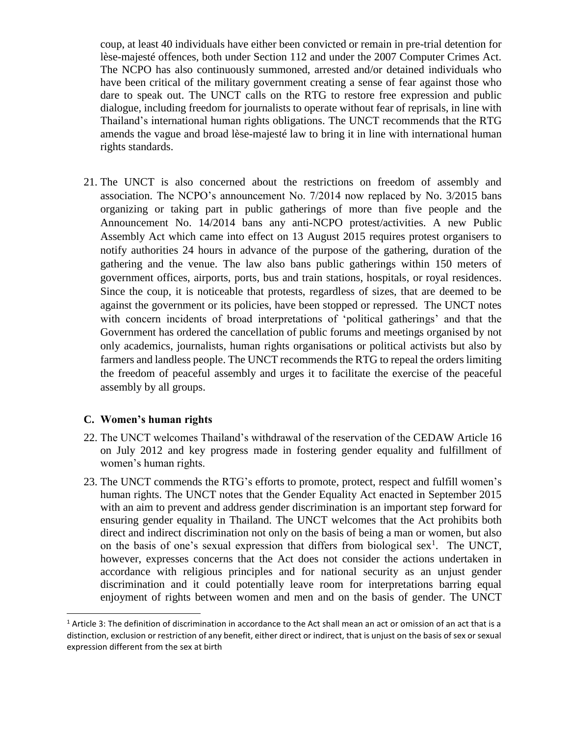coup, at least 40 individuals have either been convicted or remain in pre-trial detention for lèse-majesté offences, both under Section 112 and under the 2007 Computer Crimes Act. The NCPO has also continuously summoned, arrested and/or detained individuals who have been critical of the military government creating a sense of fear against those who dare to speak out. The UNCT calls on the RTG to restore free expression and public dialogue, including freedom for journalists to operate without fear of reprisals, in line with Thailand's international human rights obligations. The UNCT recommends that the RTG amends the vague and broad lèse-majesté law to bring it in line with international human rights standards.

21. The UNCT is also concerned about the restrictions on freedom of assembly and association. The NCPO's announcement No. 7/2014 now replaced by No. 3/2015 bans organizing or taking part in public gatherings of more than five people and the Announcement No. 14/2014 bans any anti-NCPO protest/activities. A new Public Assembly Act which came into effect on 13 August 2015 requires protest organisers to notify authorities 24 hours in advance of the purpose of the gathering, duration of the gathering and the venue. The law also bans public gatherings within 150 meters of government offices, airports, ports, bus and train stations, hospitals, or royal residences. Since the coup, it is noticeable that protests, regardless of sizes, that are deemed to be against the government or its policies, have been stopped or repressed. The UNCT notes with concern incidents of broad interpretations of 'political gatherings' and that the Government has ordered the cancellation of public forums and meetings organised by not only academics, journalists, human rights organisations or political activists but also by farmers and landless people. The UNCT recommends the RTG to repeal the orders limiting the freedom of peaceful assembly and urges it to facilitate the exercise of the peaceful assembly by all groups.

### C. Women's human rights

22. The UNCT welcomes Thailand's withdrawal of the reservation of the CEDAW Article 16 on July 2012 and key progress made in fostering gender equality and fulfillment of women's human rights.

23. The UNCT commends the RTG's efforts to promote, protect, respect and fulfill women's human rights. The UNCT notes that the Gender Equality Act enacted in September 2015 with an aim to prevent and address gender discrimination is an important step forward for ensuring gender equality in Thailand. The UNCT welcomes that the Act prohibits both direct and indirect discrimination not only on the basis of being a man or women, but also on the basis of one's sexual expression that differs from biological sex[1]. The UNCT, however, expresses concerns that the Act does not consider the actions undertaken in accordance with religious principles and for national security as an unjust gender discrimination and it could potentially leave room for interpretations barring equal enjoyment of rights between women and men and on the basis of gender. The UNCT

---

[1] Article 3: The definition of discrimination in accordance to the Act shall mean an act or omission of an act that is a distinction, exclusion or restriction of any benefit, either direct or indirect, that is unjust on the basis of sex or sexual expression different from the sex at birth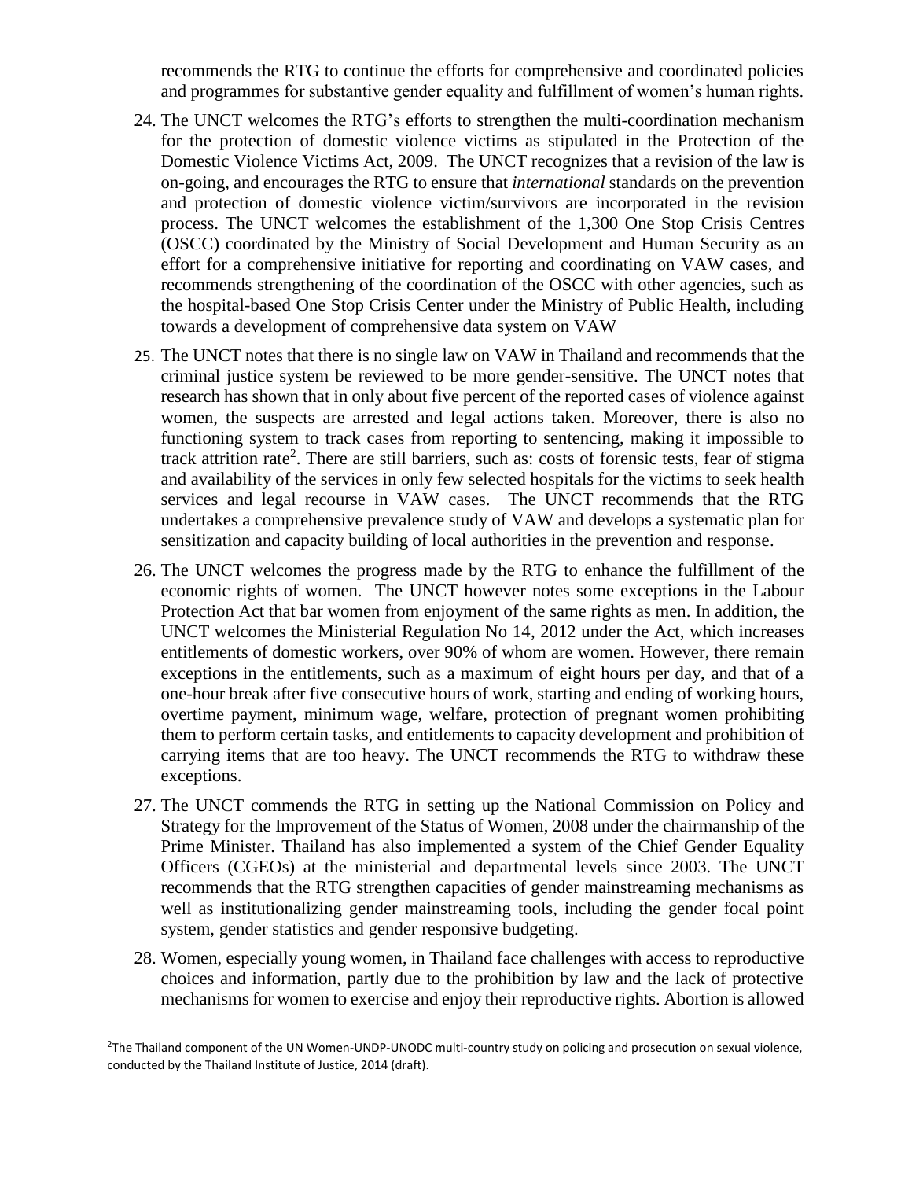recommends the RTG to continue the efforts for comprehensive and coordinated policies and programmes for substantive gender equality and fulfillment of women's human rights.

24. The UNCT welcomes the RTG's efforts to strengthen the multi-coordination mechanism for the protection of domestic violence victims as stipulated in the Protection of the Domestic Violence Victims Act, 2009. The UNCT recognizes that a revision of the law is on-going, and encourages the RTG to ensure that *international* standards on the prevention and protection of domestic violence victim/survivors are incorporated in the revision process. The UNCT welcomes the establishment of the 1,300 One Stop Crisis Centres (OSCC) coordinated by the Ministry of Social Development and Human Security as an effort for a comprehensive initiative for reporting and coordinating on VAW cases, and recommends strengthening of the coordination of the OSCC with other agencies, such as the hospital-based One Stop Crisis Center under the Ministry of Public Health, including towards a development of comprehensive data system on VAW

25. The UNCT notes that there is no single law on VAW in Thailand and recommends that the criminal justice system be reviewed to be more gender-sensitive. The UNCT notes that research has shown that in only about five percent of the reported cases of violence against women, the suspects are arrested and legal actions taken. Moreover, there is also no functioning system to track cases from reporting to sentencing, making it impossible to track attrition rate[2]. There are still barriers, such as: costs of forensic tests, fear of stigma and availability of the services in only few selected hospitals for the victims to seek health services and legal recourse in VAW cases. The UNCT recommends that the RTG undertakes a comprehensive prevalence study of VAW and develops a systematic plan for sensitization and capacity building of local authorities in the prevention and response.

26. The UNCT welcomes the progress made by the RTG to enhance the fulfillment of the economic rights of women. The UNCT however notes some exceptions in the Labour Protection Act that bar women from enjoyment of the same rights as men. In addition, the UNCT welcomes the Ministerial Regulation No 14, 2012 under the Act, which increases entitlements of domestic workers, over 90% of whom are women. However, there remain exceptions in the entitlements, such as a maximum of eight hours per day, and that of a one-hour break after five consecutive hours of work, starting and ending of working hours, overtime payment, minimum wage, welfare, protection of pregnant women prohibiting them to perform certain tasks, and entitlements to capacity development and prohibition of carrying items that are too heavy. The UNCT recommends the RTG to withdraw these exceptions.

27. The UNCT commends the RTG in setting up the National Commission on Policy and Strategy for the Improvement of the Status of Women, 2008 under the chairmanship of the Prime Minister. Thailand has also implemented a system of the Chief Gender Equality Officers (CGEOs) at the ministerial and departmental levels since 2003. The UNCT recommends that the RTG strengthen capacities of gender mainstreaming mechanisms as well as institutionalizing gender mainstreaming tools, including the gender focal point system, gender statistics and gender responsive budgeting.

28. Women, especially young women, in Thailand face challenges with access to reproductive choices and information, partly due to the prohibition by law and the lack of protective mechanisms for women to exercise and enjoy their reproductive rights. Abortion is allowed

[2] The Thailand component of the UN Women-UNDP-UNODC multi-country study on policing and prosecution on sexual violence, conducted by the Thailand Institute of Justice, 2014 (draft).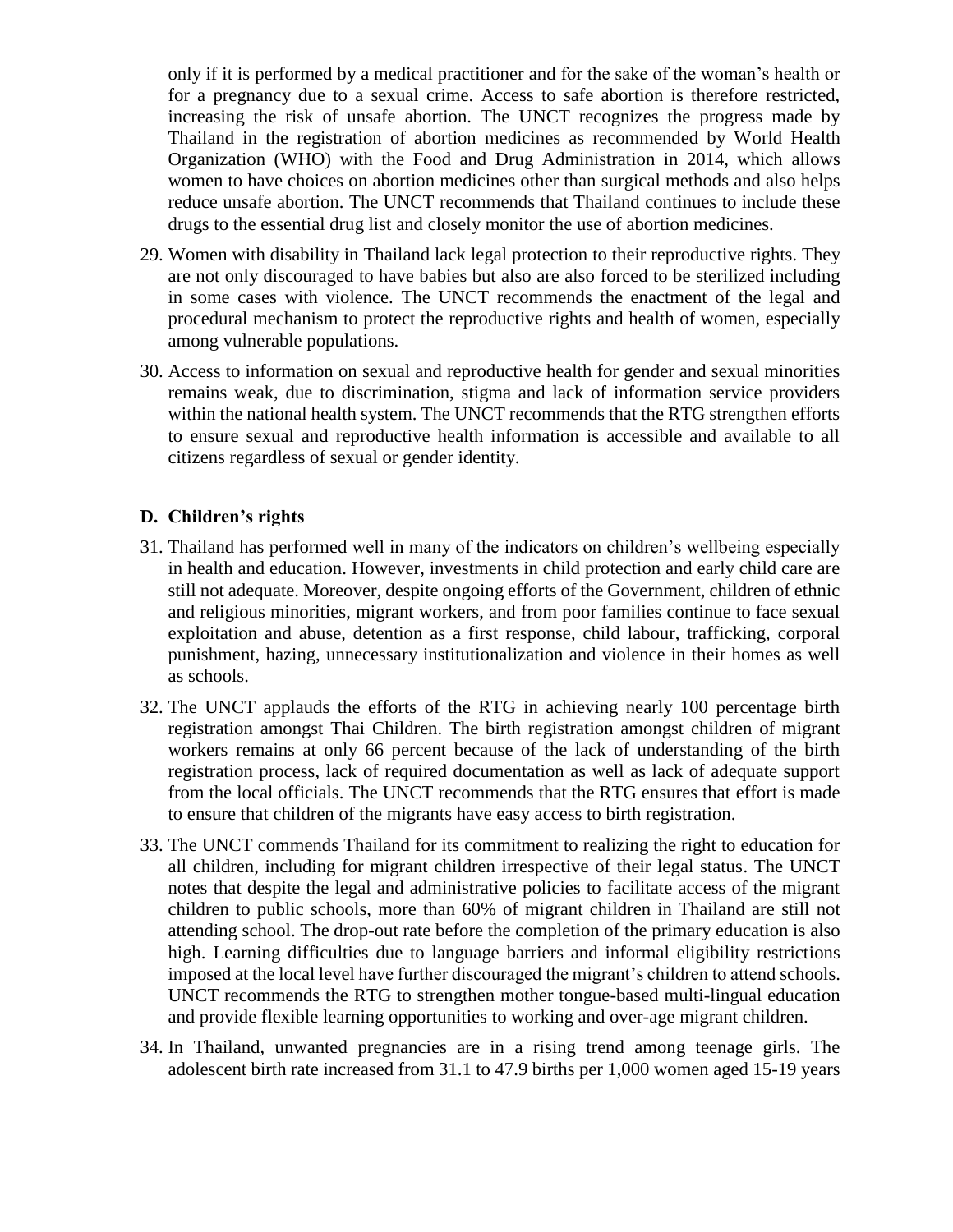only if it is performed by a medical practitioner and for the sake of the woman's health or for a pregnancy due to a sexual crime. Access to safe abortion is therefore restricted, increasing the risk of unsafe abortion. The UNCT recognizes the progress made by Thailand in the registration of abortion medicines as recommended by World Health Organization (WHO) with the Food and Drug Administration in 2014, which allows women to have choices on abortion medicines other than surgical methods and also helps reduce unsafe abortion. The UNCT recommends that Thailand continues to include these drugs to the essential drug list and closely monitor the use of abortion medicines.

29. Women with disability in Thailand lack legal protection to their reproductive rights. They are not only discouraged to have babies but also are also forced to be sterilized including in some cases with violence. The UNCT recommends the enactment of the legal and procedural mechanism to protect the reproductive rights and health of women, especially among vulnerable populations.

30. Access to information on sexual and reproductive health for gender and sexual minorities remains weak, due to discrimination, stigma and lack of information service providers within the national health system. The UNCT recommends that the RTG strengthen efforts to ensure sexual and reproductive health information is accessible and available to all citizens regardless of sexual or gender identity.

### D. Children's rights

31. Thailand has performed well in many of the indicators on children's wellbeing especially in health and education. However, investments in child protection and early child care are still not adequate. Moreover, despite ongoing efforts of the Government, children of ethnic and religious minorities, migrant workers, and from poor families continue to face sexual exploitation and abuse, detention as a first response, child labour, trafficking, corporal punishment, hazing, unnecessary institutionalization and violence in their homes as well as schools.

32. The UNCT applauds the efforts of the RTG in achieving nearly 100 percentage birth registration amongst Thai Children. The birth registration amongst children of migrant workers remains at only 66 percent because of the lack of understanding of the birth registration process, lack of required documentation as well as lack of adequate support from the local officials. The UNCT recommends that the RTG ensures that effort is made to ensure that children of the migrants have easy access to birth registration.

33. The UNCT commends Thailand for its commitment to realizing the right to education for all children, including for migrant children irrespective of their legal status. The UNCT notes that despite the legal and administrative policies to facilitate access of the migrant children to public schools, more than 60% of migrant children in Thailand are still not attending school. The drop-out rate before the completion of the primary education is also high. Learning difficulties due to language barriers and informal eligibility restrictions imposed at the local level have further discouraged the migrant's children to attend schools. UNCT recommends the RTG to strengthen mother tongue-based multi-lingual education and provide flexible learning opportunities to working and over-age migrant children.

34. In Thailand, unwanted pregnancies are in a rising trend among teenage girls. The adolescent birth rate increased from 31.1 to 47.9 births per 1,000 women aged 15-19 years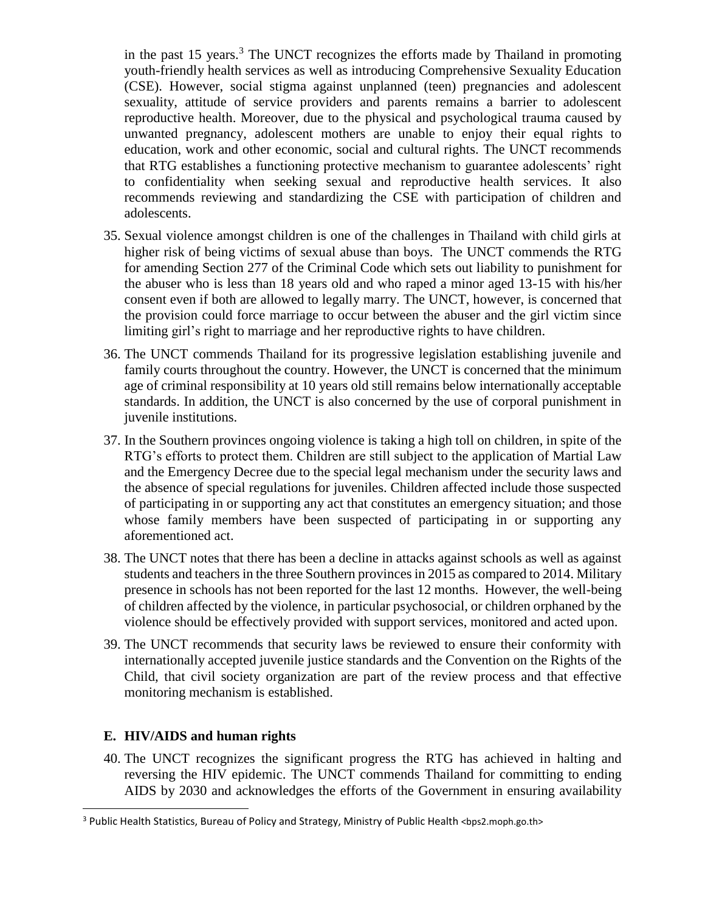in the past 15 years.[3] The UNCT recognizes the efforts made by Thailand in promoting youth-friendly health services as well as introducing Comprehensive Sexuality Education (CSE). However, social stigma against unplanned (teen) pregnancies and adolescent sexuality, attitude of service providers and parents remains a barrier to adolescent reproductive health. Moreover, due to the physical and psychological trauma caused by unwanted pregnancy, adolescent mothers are unable to enjoy their equal rights to education, work and other economic, social and cultural rights. The UNCT recommends that RTG establishes a functioning protective mechanism to guarantee adolescents' right to confidentiality when seeking sexual and reproductive health services. It also recommends reviewing and standardizing the CSE with participation of children and adolescents.

35. Sexual violence amongst children is one of the challenges in Thailand with child girls at higher risk of being victims of sexual abuse than boys. The UNCT commends the RTG for amending Section 277 of the Criminal Code which sets out liability to punishment for the abuser who is less than 18 years old and who raped a minor aged 13-15 with his/her consent even if both are allowed to legally marry. The UNCT, however, is concerned that the provision could force marriage to occur between the abuser and the girl victim since limiting girl's right to marriage and her reproductive rights to have children.

36. The UNCT commends Thailand for its progressive legislation establishing juvenile and family courts throughout the country. However, the UNCT is concerned that the minimum age of criminal responsibility at 10 years old still remains below internationally acceptable standards. In addition, the UNCT is also concerned by the use of corporal punishment in juvenile institutions.

37. In the Southern provinces ongoing violence is taking a high toll on children, in spite of the RTG's efforts to protect them. Children are still subject to the application of Martial Law and the Emergency Decree due to the special legal mechanism under the security laws and the absence of special regulations for juveniles. Children affected include those suspected of participating in or supporting any act that constitutes an emergency situation; and those whose family members have been suspected of participating in or supporting any aforementioned act.

38. The UNCT notes that there has been a decline in attacks against schools as well as against students and teachers in the three Southern provinces in 2015 as compared to 2014. Military presence in schools has not been reported for the last 12 months. However, the well-being of children affected by the violence, in particular psychosocial, or children orphaned by the violence should be effectively provided with support services, monitored and acted upon.

39. The UNCT recommends that security laws be reviewed to ensure their conformity with internationally accepted juvenile justice standards and the Convention on the Rights of the Child, that civil society organization are part of the review process and that effective monitoring mechanism is established.

### E. HIV/AIDS and human rights

40. The UNCT recognizes the significant progress the RTG has achieved in halting and reversing the HIV epidemic. The UNCT commends Thailand for committing to ending AIDS by 2030 and acknowledges the efforts of the Government in ensuring availability

---

[3] Public Health Statistics, Bureau of Policy and Strategy, Ministry of Public Health <bps2.moph.go.th>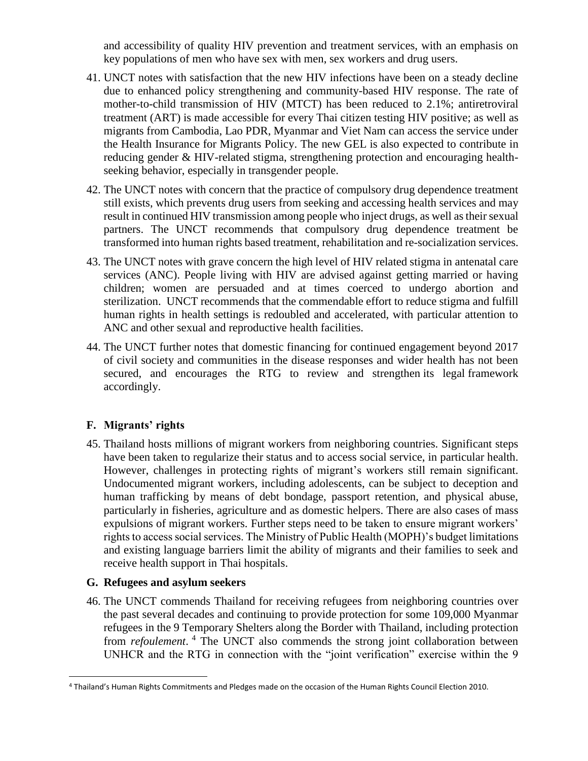and accessibility of quality HIV prevention and treatment services, with an emphasis on key populations of men who have sex with men, sex workers and drug users.

41. UNCT notes with satisfaction that the new HIV infections have been on a steady decline due to enhanced policy strengthening and community-based HIV response. The rate of mother-to-child transmission of HIV (MTCT) has been reduced to 2.1%; antiretroviral treatment (ART) is made accessible for every Thai citizen testing HIV positive; as well as migrants from Cambodia, Lao PDR, Myanmar and Viet Nam can access the service under the Health Insurance for Migrants Policy. The new GEL is also expected to contribute in reducing gender & HIV-related stigma, strengthening protection and encouraging health-seeking behavior, especially in transgender people.

42. The UNCT notes with concern that the practice of compulsory drug dependence treatment still exists, which prevents drug users from seeking and accessing health services and may result in continued HIV transmission among people who inject drugs, as well as their sexual partners. The UNCT recommends that compulsory drug dependence treatment be transformed into human rights based treatment, rehabilitation and re-socialization services.

43. The UNCT notes with grave concern the high level of HIV related stigma in antenatal care services (ANC). People living with HIV are advised against getting married or having children; women are persuaded and at times coerced to undergo abortion and sterilization. UNCT recommends that the commendable effort to reduce stigma and fulfill human rights in health settings is redoubled and accelerated, with particular attention to ANC and other sexual and reproductive health facilities.

44. The UNCT further notes that domestic financing for continued engagement beyond 2017 of civil society and communities in the disease responses and wider health has not been secured, and encourages the RTG to review and strengthen its legal framework accordingly.

### F. Migrants' rights

45. Thailand hosts millions of migrant workers from neighboring countries. Significant steps have been taken to regularize their status and to access social service, in particular health. However, challenges in protecting rights of migrant's workers still remain significant. Undocumented migrant workers, including adolescents, can be subject to deception and human trafficking by means of debt bondage, passport retention, and physical abuse, particularly in fisheries, agriculture and as domestic helpers. There are also cases of mass expulsions of migrant workers. Further steps need to be taken to ensure migrant workers' rights to access social services. The Ministry of Public Health (MOPH)'s budget limitations and existing language barriers limit the ability of migrants and their families to seek and receive health support in Thai hospitals.

### G. Refugees and asylum seekers

46. The UNCT commends Thailand for receiving refugees from neighboring countries over the past several decades and continuing to provide protection for some 109,000 Myanmar refugees in the 9 Temporary Shelters along the Border with Thailand, including protection from *refoulement*.[4] The UNCT also commends the strong joint collaboration between UNHCR and the RTG in connection with the "joint verification" exercise within the 9

---

[4] Thailand's Human Rights Commitments and Pledges made on the occasion of the Human Rights Council Election 2010.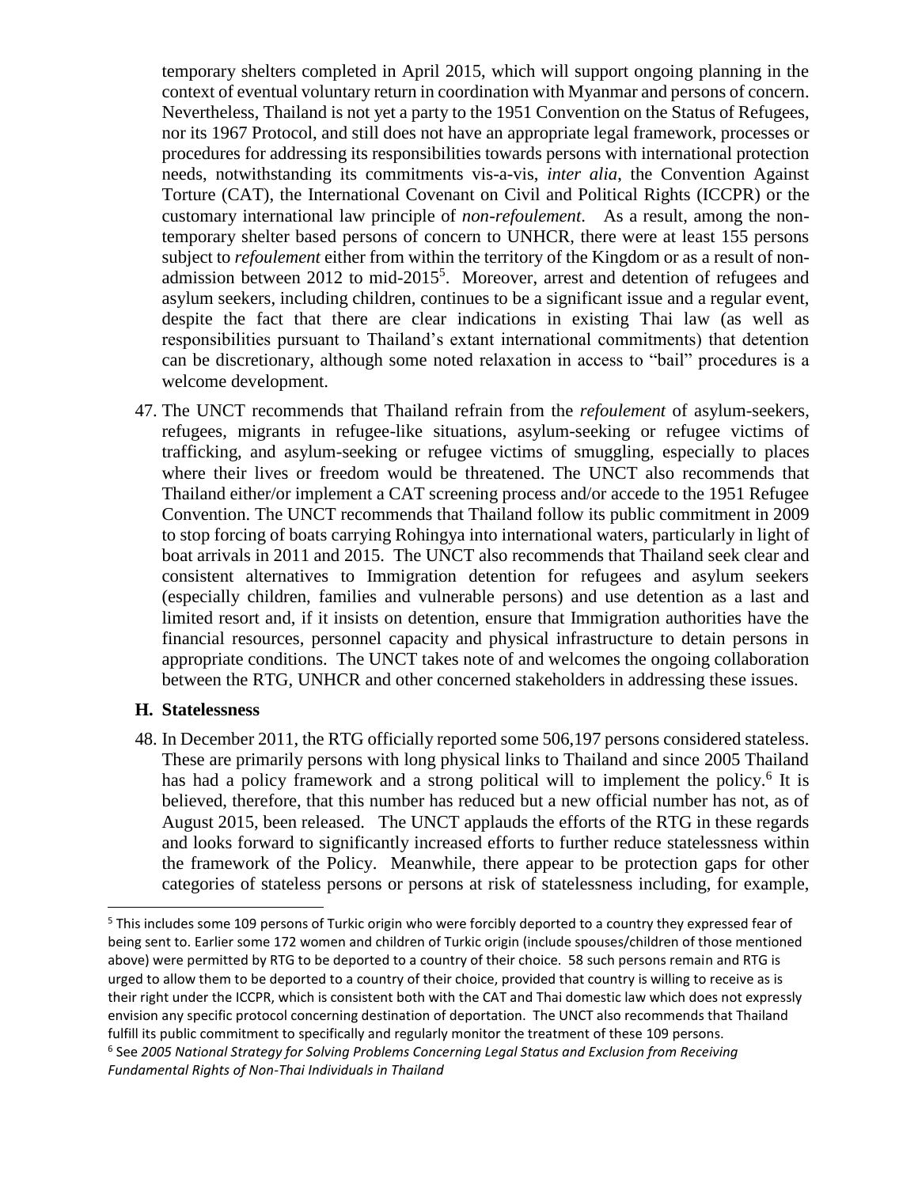temporary shelters completed in April 2015, which will support ongoing planning in the context of eventual voluntary return in coordination with Myanmar and persons of concern. Nevertheless, Thailand is not yet a party to the 1951 Convention on the Status of Refugees, nor its 1967 Protocol, and still does not have an appropriate legal framework, processes or procedures for addressing its responsibilities towards persons with international protection needs, notwithstanding its commitments vis-a-vis, *inter alia*, the Convention Against Torture (CAT), the International Covenant on Civil and Political Rights (ICCPR) or the customary international law principle of *non-refoulement*. As a result, among the non-temporary shelter based persons of concern to UNHCR, there were at least 155 persons subject to *refoulement* either from within the territory of the Kingdom or as a result of non-admission between 2012 to mid-2015[5]. Moreover, arrest and detention of refugees and asylum seekers, including children, continues to be a significant issue and a regular event, despite the fact that there are clear indications in existing Thai law (as well as responsibilities pursuant to Thailand's extant international commitments) that detention can be discretionary, although some noted relaxation in access to "bail" procedures is a welcome development.

47. The UNCT recommends that Thailand refrain from the *refoulement* of asylum-seekers, refugees, migrants in refugee-like situations, asylum-seeking or refugee victims of trafficking, and asylum-seeking or refugee victims of smuggling, especially to places where their lives or freedom would be threatened. The UNCT also recommends that Thailand either/or implement a CAT screening process and/or accede to the 1951 Refugee Convention. The UNCT recommends that Thailand follow its public commitment in 2009 to stop forcing of boats carrying Rohingya into international waters, particularly in light of boat arrivals in 2011 and 2015. The UNCT also recommends that Thailand seek clear and consistent alternatives to Immigration detention for refugees and asylum seekers (especially children, families and vulnerable persons) and use detention as a last and limited resort and, if it insists on detention, ensure that Immigration authorities have the financial resources, personnel capacity and physical infrastructure to detain persons in appropriate conditions. The UNCT takes note of and welcomes the ongoing collaboration between the RTG, UNHCR and other concerned stakeholders in addressing these issues.

## H. Statelessness

48. In December 2011, the RTG officially reported some 506,197 persons considered stateless. These are primarily persons with long physical links to Thailand and since 2005 Thailand has had a policy framework and a strong political will to implement the policy.[6] It is believed, therefore, that this number has reduced but a new official number has not, as of August 2015, been released. The UNCT applauds the efforts of the RTG in these regards and looks forward to significantly increased efforts to further reduce statelessness within the framework of the Policy. Meanwhile, there appear to be protection gaps for other categories of stateless persons or persons at risk of statelessness including, for example,

---

[5] This includes some 109 persons of Turkic origin who were forcibly deported to a country they expressed fear of being sent to. Earlier some 172 women and children of Turkic origin (include spouses/children of those mentioned above) were permitted by RTG to be deported to a country of their choice. 58 such persons remain and RTG is urged to allow them to be deported to a country of their choice, provided that country is willing to receive as is their right under the ICCPR, which is consistent both with the CAT and Thai domestic law which does not expressly envision any specific protocol concerning destination of deportation. The UNCT also recommends that Thailand fulfill its public commitment to specifically and regularly monitor the treatment of these 109 persons.

[6] See *2005 National Strategy for Solving Problems Concerning Legal Status and Exclusion from Receiving Fundamental Rights of Non-Thai Individuals in Thailand*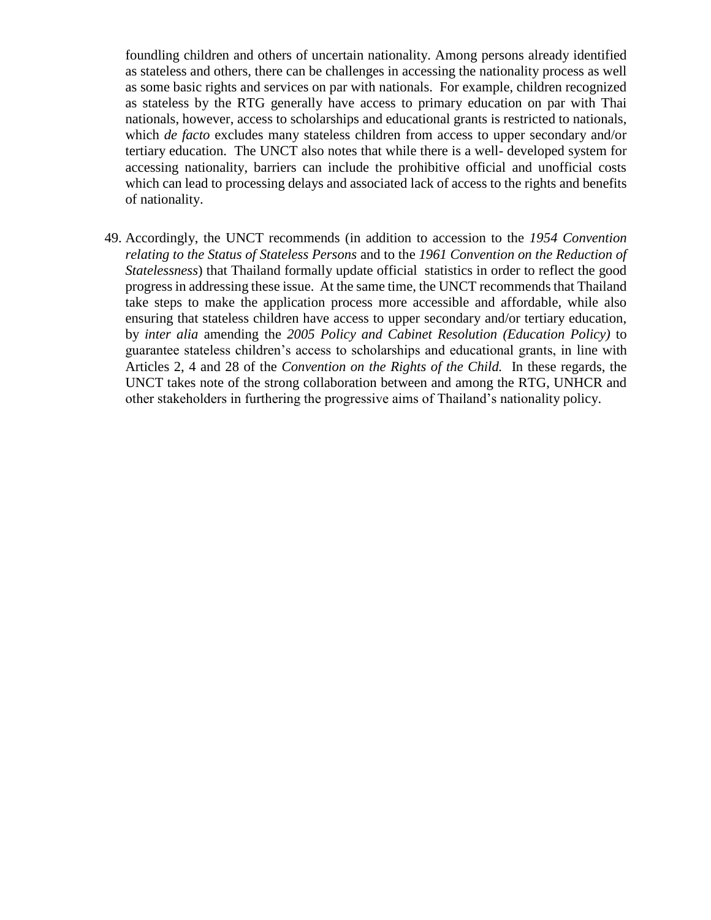foundling children and others of uncertain nationality. Among persons already identified as stateless and others, there can be challenges in accessing the nationality process as well as some basic rights and services on par with nationals. For example, children recognized as stateless by the RTG generally have access to primary education on par with Thai nationals, however, access to scholarships and educational grants is restricted to nationals, which *de facto* excludes many stateless children from access to upper secondary and/or tertiary education. The UNCT also notes that while there is a well- developed system for accessing nationality, barriers can include the prohibitive official and unofficial costs which can lead to processing delays and associated lack of access to the rights and benefits of nationality.

49. Accordingly, the UNCT recommends (in addition to accession to the *1954 Convention relating to the Status of Stateless Persons* and to the *1961 Convention on the Reduction of Statelessness*) that Thailand formally update official statistics in order to reflect the good progress in addressing these issue. At the same time, the UNCT recommends that Thailand take steps to make the application process more accessible and affordable, while also ensuring that stateless children have access to upper secondary and/or tertiary education, by *inter alia* amending the *2005 Policy and Cabinet Resolution (Education Policy)* to guarantee stateless children's access to scholarships and educational grants, in line with Articles 2, 4 and 28 of the *Convention on the Rights of the Child.* In these regards, the UNCT takes note of the strong collaboration between and among the RTG, UNHCR and other stakeholders in furthering the progressive aims of Thailand's nationality policy.